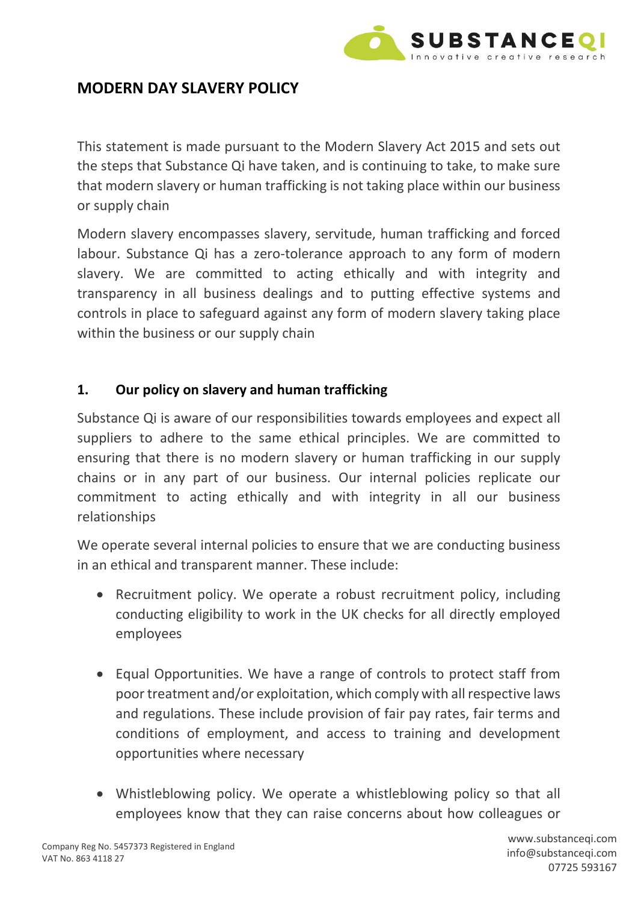## MODERN DAY SLAVERY POLICY

This statement is made pursuant to the Modern Slavery Act 2015 and sets out the steps that Substance Qi have taken, and is continuing to take, to make sure that modern slavery or human trafficking is not taking place within our business or supply chain

Modern slavery encompasses slavery, servitude, human trafficking and forced labour. Substance Qi has a zero-tolerance approach to any form of modern slavery. We are committed to acting ethically and with integrity and transparency in all business dealings and to putting effective systems and controls in place to safeguard against any form of modern slavery taking place within the business or our supply chain

### 1. Our policy on slavery and human trafficking

Substance Qi is aware of our responsibilities towards employees and expect all suppliers to adhere to the same ethical principles. We are committed to ensuring that there is no modern slavery or human trafficking in our supply chains or in any part of our business. Our internal policies replicate our commitment to acting ethically and with integrity in all our business relationships

We operate several internal policies to ensure that we are conducting business in an ethical and transparent manner. These include:

- Recruitment policy. We operate a robust recruitment policy, including conducting eligibility to work in the UK checks for all directly employed employees

- Equal Opportunities. We have a range of controls to protect staff from poor treatment and/or exploitation, which comply with all respective laws and regulations. These include provision of fair pay rates, fair terms and conditions of employment, and access to training and development opportunities where necessary

- Whistleblowing policy. We operate a whistleblowing policy so that all employees know that they can raise concerns about how colleagues or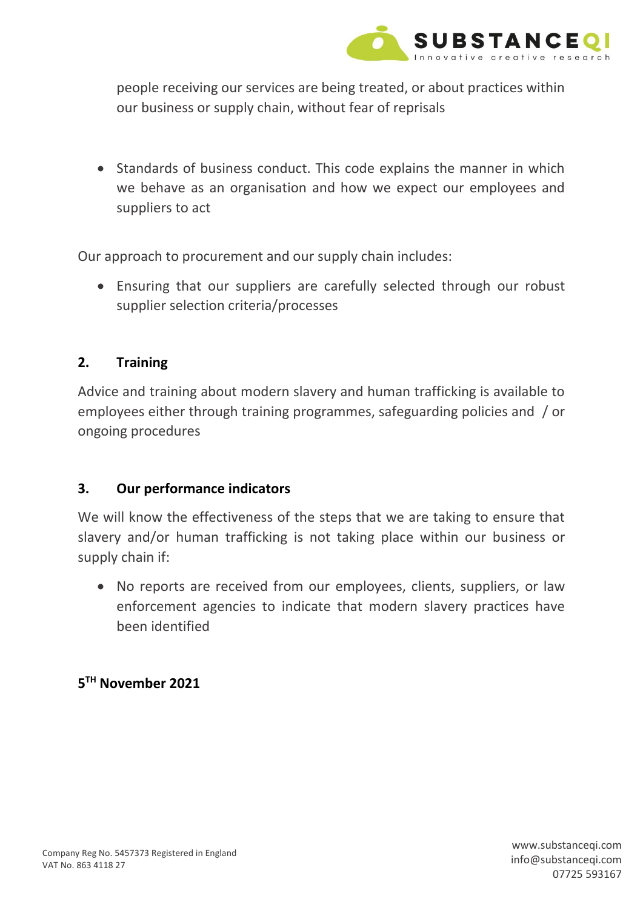people receiving our services are being treated, or about practices within our business or supply chain, without fear of reprisals

- Standards of business conduct. This code explains the manner in which we behave as an organisation and how we expect our employees and suppliers to act

Our approach to procurement and our supply chain includes:

- Ensuring that our suppliers are carefully selected through our robust supplier selection criteria/processes

## 2. Training

Advice and training about modern slavery and human trafficking is available to employees either through training programmes, safeguarding policies and / or ongoing procedures

## 3. Our performance indicators

We will know the effectiveness of the steps that we are taking to ensure that slavery and/or human trafficking is not taking place within our business or supply chain if:

- No reports are received from our employees, clients, suppliers, or law enforcement agencies to indicate that modern slavery practices have been identified

**5TH November 2021**